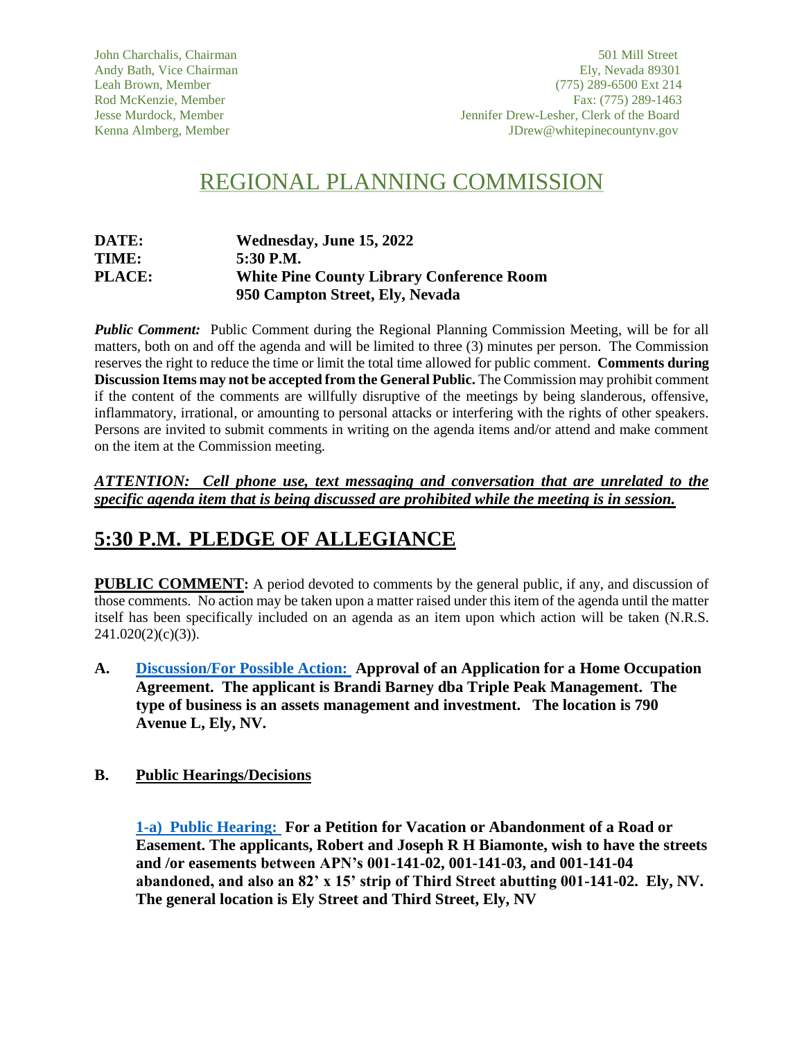John Charchalis, Chairman
Andy Bath, Vice Chairman
Leah Brown, Member
Rod McKenzie, Member
Jesse Murdock, Member
Kenna Almberg, Member

501 Mill Street
Ely, Nevada 89301
(775) 289-6500 Ext 214
Fax: (775) 289-1463
Jennifer Drew-Lesher, Clerk of the Board
JDrew@whitepinecountynv.gov

# REGIONAL PLANNING COMMISSION

**DATE:** **Wednesday, June 15, 2022**
**TIME:** **5:30 P.M.**
**PLACE:** **White Pine County Library Conference Room**
**950 Campton Street, Ely, Nevada**

***Public Comment:*** Public Comment during the Regional Planning Commission Meeting, will be for all matters, both on and off the agenda and will be limited to three (3) minutes per person. The Commission reserves the right to reduce the time or limit the total time allowed for public comment. **Comments during Discussion Items may not be accepted from the General Public.** The Commission may prohibit comment if the content of the comments are willfully disruptive of the meetings by being slanderous, offensive, inflammatory, irrational, or amounting to personal attacks or interfering with the rights of other speakers. Persons are invited to submit comments in writing on the agenda items and/or attend and make comment on the item at the Commission meeting.

***ATTENTION: Cell phone use, text messaging and conversation that are unrelated to the specific agenda item that is being discussed are prohibited while the meeting is in session.***

## 5:30 P.M. PLEDGE OF ALLEGIANCE

**PUBLIC COMMENT:** A period devoted to comments by the general public, if any, and discussion of those comments. No action may be taken upon a matter raised under this item of the agenda until the matter itself has been specifically included on an agenda as an item upon which action will be taken (N.R.S. 241.020(2)(c)(3)).

**A.** **Discussion/For Possible Action:** **Approval of an Application for a Home Occupation Agreement. The applicant is Brandi Barney dba Triple Peak Management. The type of business is an assets management and investment. The location is 790 Avenue L, Ely, NV.**

**B.** **Public Hearings/Decisions**

**1-a) Public Hearing:** **For a Petition for Vacation or Abandonment of a Road or Easement. The applicants, Robert and Joseph R H Biamonte, wish to have the streets and /or easements between APN's 001-141-02, 001-141-03, and 001-141-04 abandoned, and also an 82' x 15' strip of Third Street abutting 001-141-02. Ely, NV. The general location is Ely Street and Third Street, Ely, NV**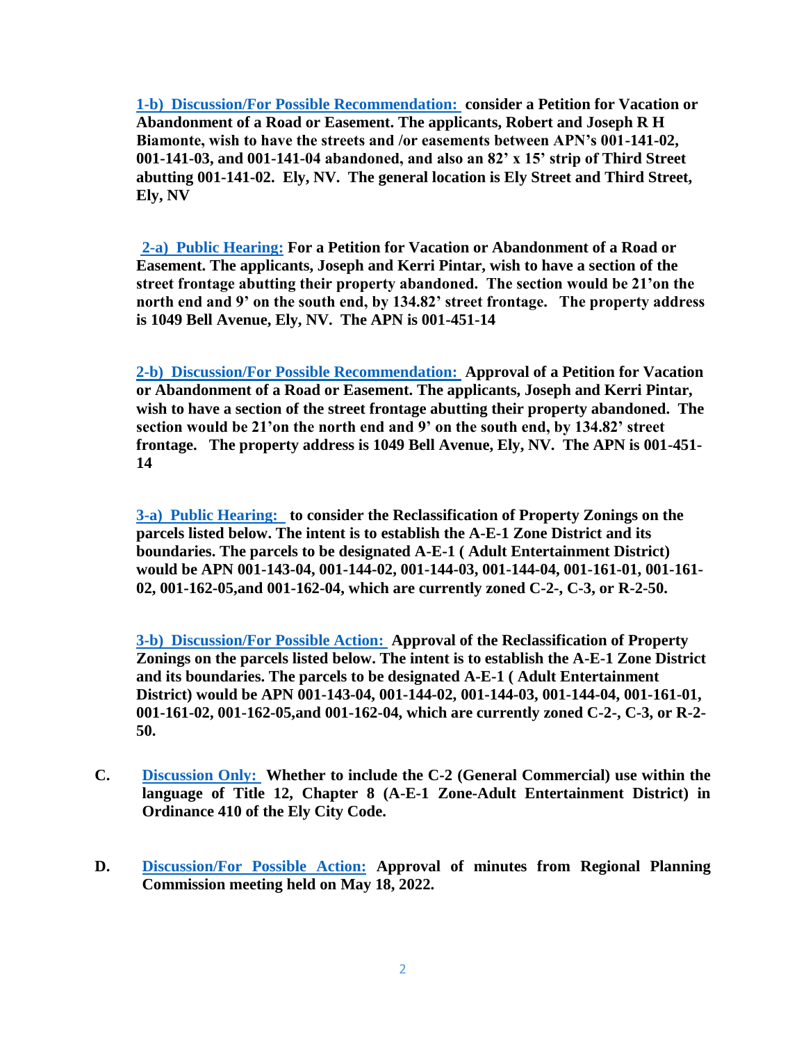**1-b) Discussion/For Possible Recommendation: consider a Petition for Vacation or Abandonment of a Road or Easement. The applicants, Robert and Joseph R H Biamonte, wish to have the streets and /or easements between APN's 001-141-02, 001-141-03, and 001-141-04 abandoned, and also an 82' x 15' strip of Third Street abutting 001-141-02. Ely, NV. The general location is Ely Street and Third Street, Ely, NV**

**2-a) Public Hearing: For a Petition for Vacation or Abandonment of a Road or Easement. The applicants, Joseph and Kerri Pintar, wish to have a section of the street frontage abutting their property abandoned. The section would be 21'on the north end and 9' on the south end, by 134.82' street frontage. The property address is 1049 Bell Avenue, Ely, NV. The APN is 001-451-14**

**2-b) Discussion/For Possible Recommendation: Approval of a Petition for Vacation or Abandonment of a Road or Easement. The applicants, Joseph and Kerri Pintar, wish to have a section of the street frontage abutting their property abandoned. The section would be 21'on the north end and 9' on the south end, by 134.82' street frontage. The property address is 1049 Bell Avenue, Ely, NV. The APN is 001-451-14**

**3-a) Public Hearing: to consider the Reclassification of Property Zonings on the parcels listed below. The intent is to establish the A-E-1 Zone District and its boundaries. The parcels to be designated A-E-1 ( Adult Entertainment District) would be APN 001-143-04, 001-144-02, 001-144-03, 001-144-04, 001-161-01, 001-161-02, 001-162-05,and 001-162-04, which are currently zoned C-2-, C-3, or R-2-50.**

**3-b) Discussion/For Possible Action: Approval of the Reclassification of Property Zonings on the parcels listed below. The intent is to establish the A-E-1 Zone District and its boundaries. The parcels to be designated A-E-1 ( Adult Entertainment District) would be APN 001-143-04, 001-144-02, 001-144-03, 001-144-04, 001-161-01, 001-161-02, 001-162-05,and 001-162-04, which are currently zoned C-2-, C-3, or R-2-50.**

**C. Discussion Only: Whether to include the C-2 (General Commercial) use within the language of Title 12, Chapter 8 (A-E-1 Zone-Adult Entertainment District) in Ordinance 410 of the Ely City Code.**

**D. Discussion/For Possible Action: Approval of minutes from Regional Planning Commission meeting held on May 18, 2022.**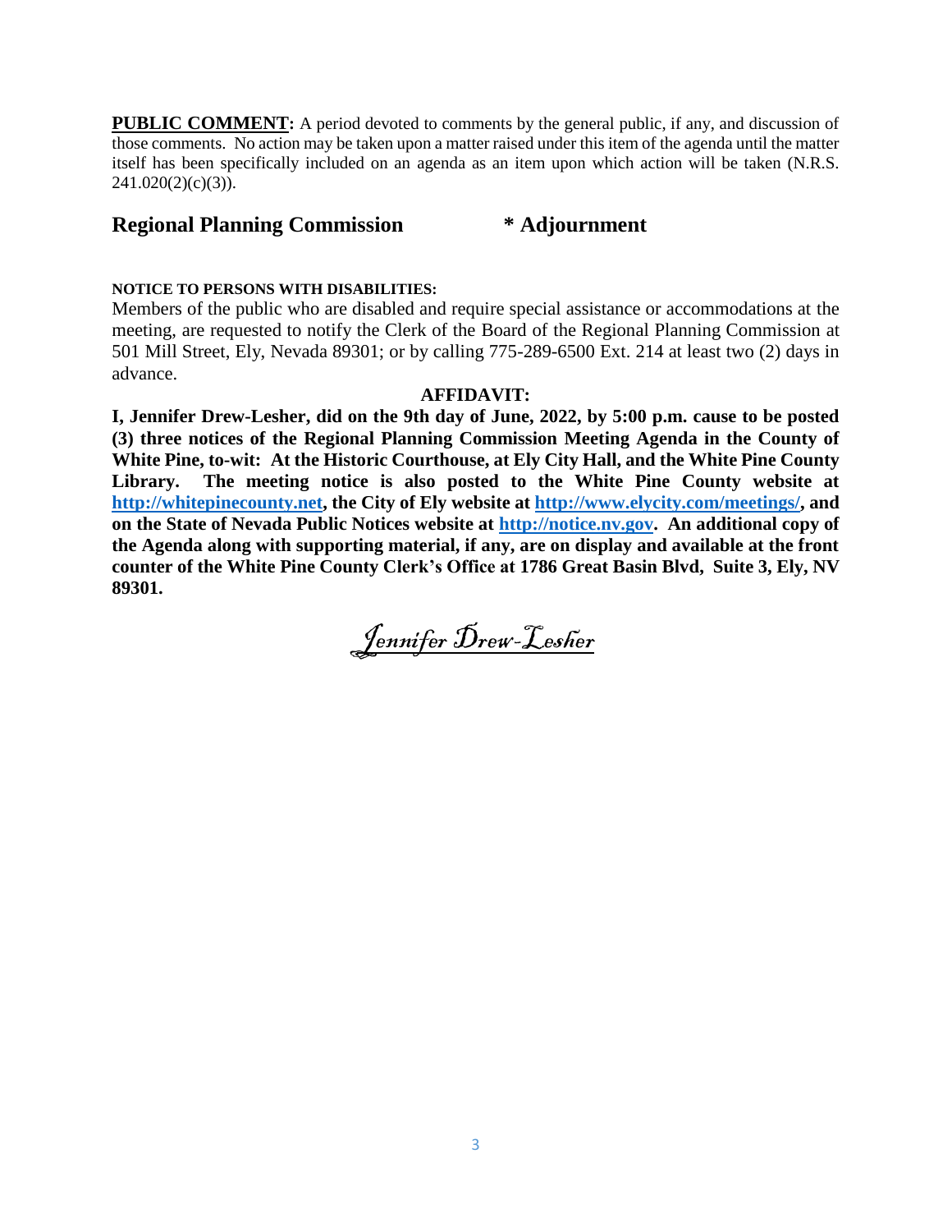**PUBLIC COMMENT:** A period devoted to comments by the general public, if any, and discussion of those comments. No action may be taken upon a matter raised under this item of the agenda until the matter itself has been specifically included on an agenda as an item upon which action will be taken (N.R.S. 241.020(2)(c)(3)).

## Regional Planning Commission * Adjournment

**NOTICE TO PERSONS WITH DISABILITIES:**

Members of the public who are disabled and require special assistance or accommodations at the meeting, are requested to notify the Clerk of the Board of the Regional Planning Commission at 501 Mill Street, Ely, Nevada 89301; or by calling 775-289-6500 Ext. 214 at least two (2) days in advance.

**AFFIDAVIT:**

**I, Jennifer Drew-Lesher, did on the 9th day of June, 2022, by 5:00 p.m. cause to be posted (3) three notices of the Regional Planning Commission Meeting Agenda in the County of White Pine, to-wit: At the Historic Courthouse, at Ely City Hall, and the White Pine County Library. The meeting notice is also posted to the White Pine County website at http://whitepinecounty.net, the City of Ely website at http://www.elycity.com/meetings/, and on the State of Nevada Public Notices website at http://notice.nv.gov. An additional copy of the Agenda along with supporting material, if any, are on display and available at the front counter of the White Pine County Clerk's Office at 1786 Great Basin Blvd, Suite 3, Ely, NV 89301.**

*Jennifer Drew-Lesher*